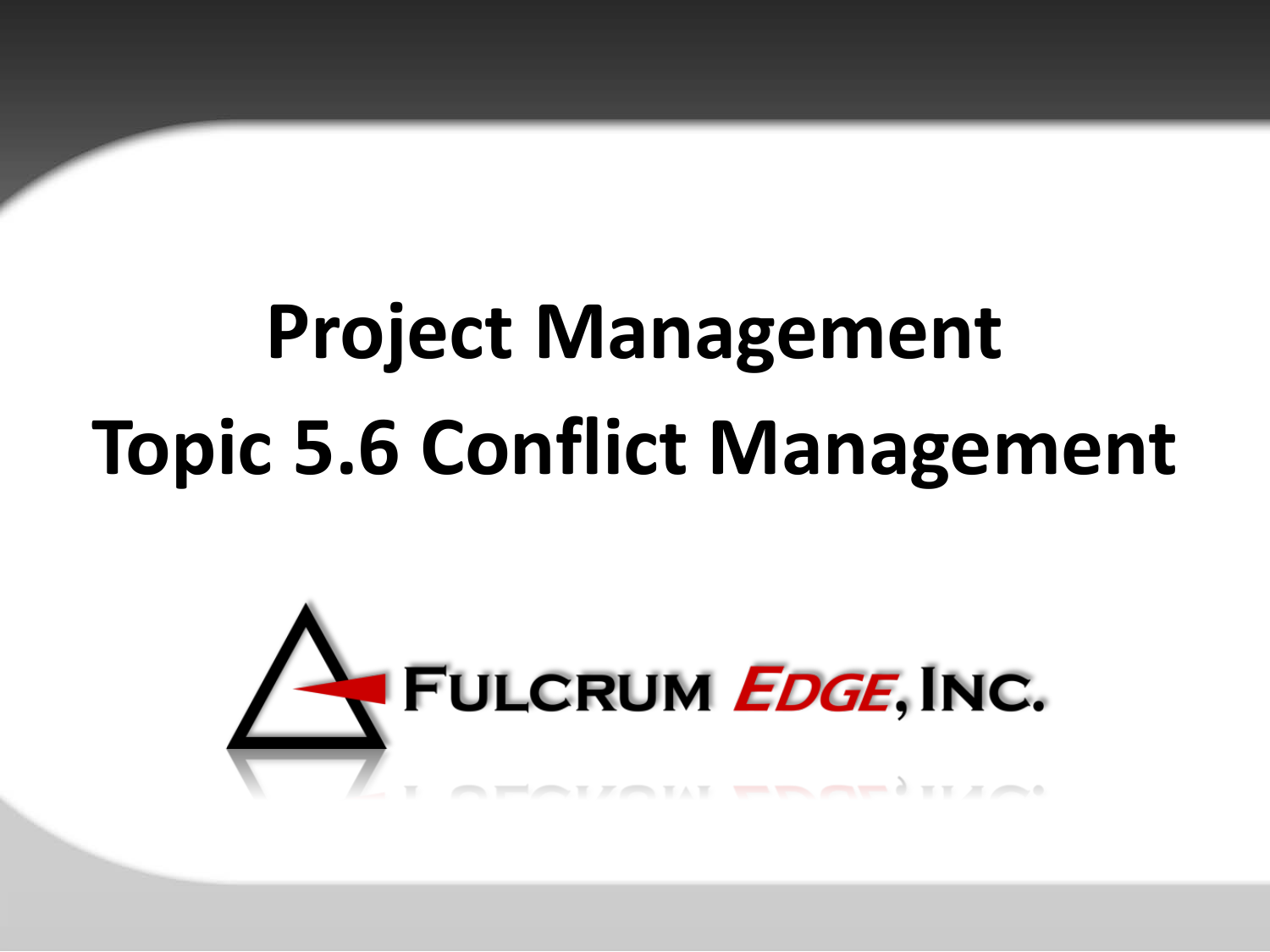# Project Management
# Topic 5.6 Conflict Management

FULCRUM EDGE, INC.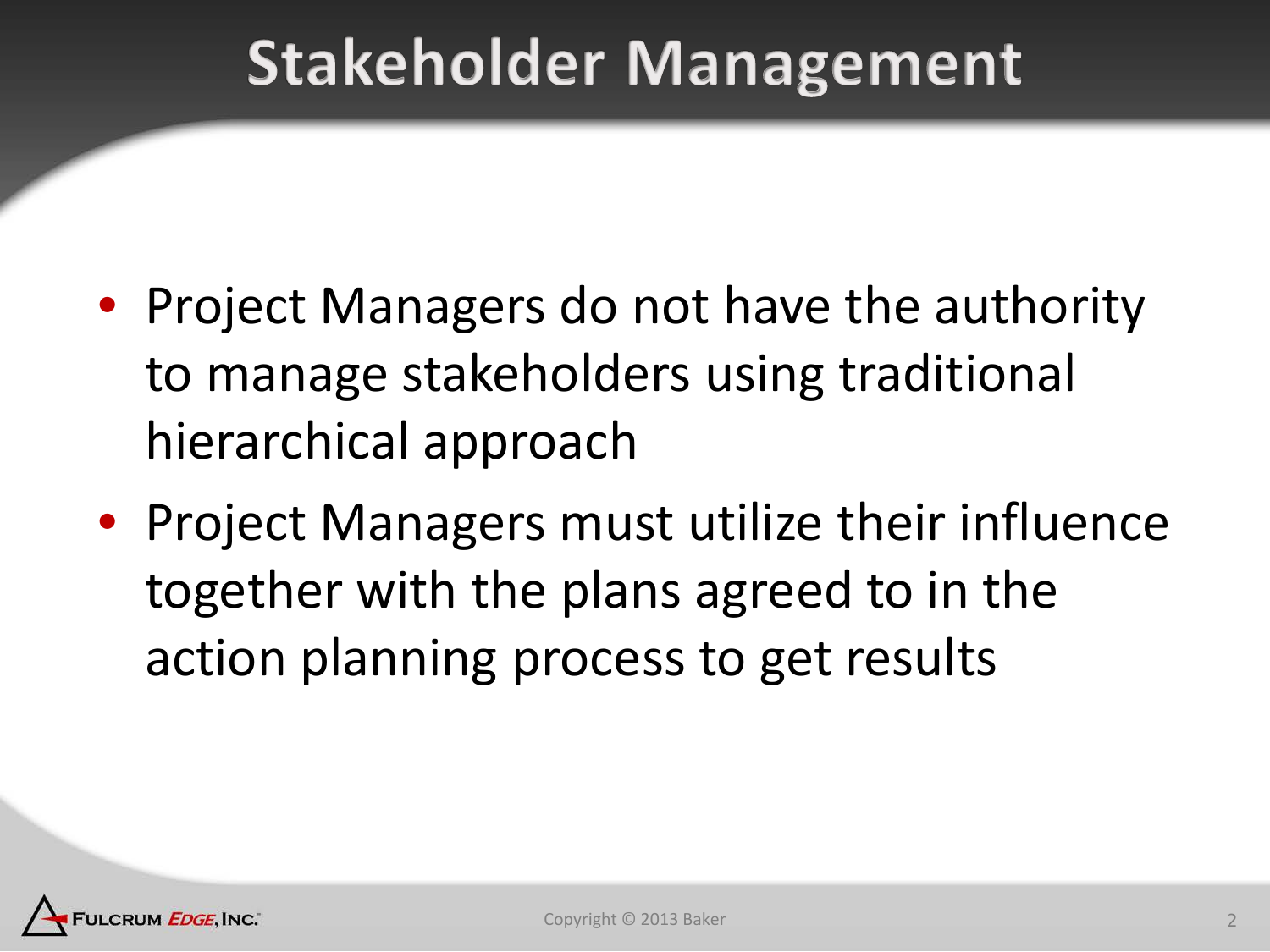# Stakeholder Management

- Project Managers do not have the authority to manage stakeholders using traditional hierarchical approach
- Project Managers must utilize their influence together with the plans agreed to in the action planning process to get results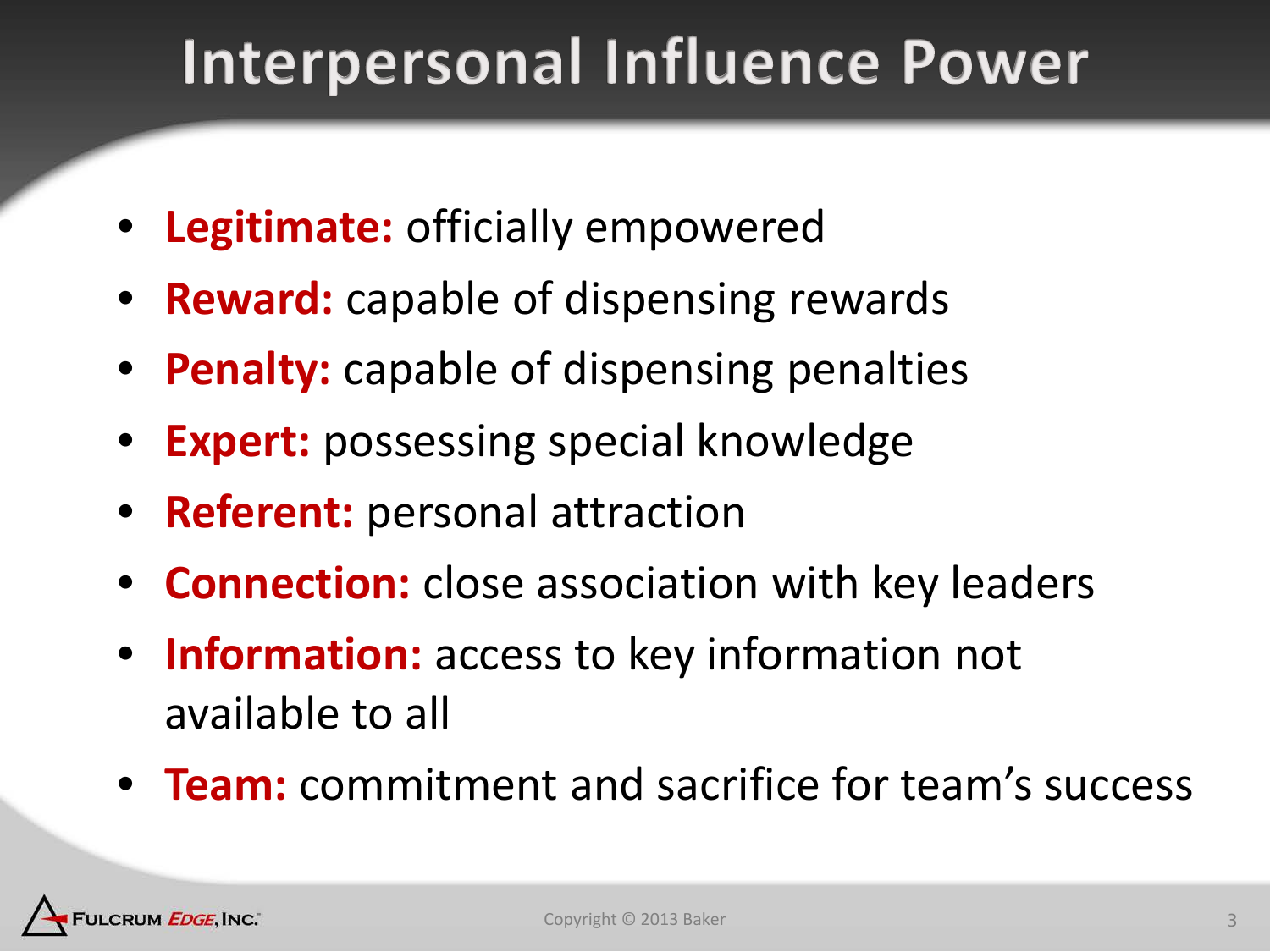# Interpersonal Influence Power

- **Legitimate:** officially empowered
- **Reward:** capable of dispensing rewards
- **Penalty:** capable of dispensing penalties
- **Expert:** possessing special knowledge
- **Referent:** personal attraction
- **Connection:** close association with key leaders
- **Information:** access to key information not available to all
- **Team:** commitment and sacrifice for team's success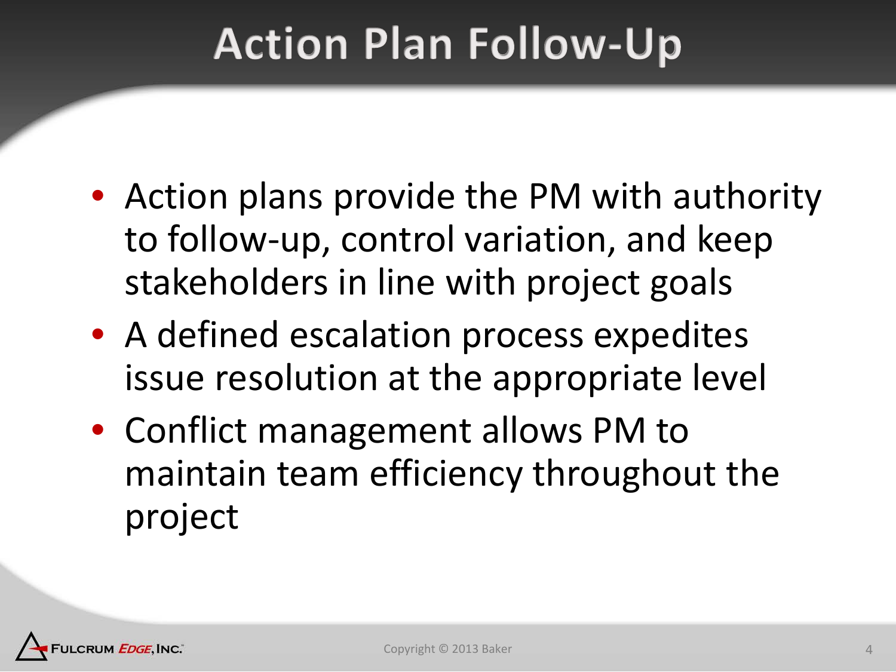# Action Plan Follow-Up

- Action plans provide the PM with authority to follow-up, control variation, and keep stakeholders in line with project goals
- A defined escalation process expedites issue resolution at the appropriate level
- Conflict management allows PM to maintain team efficiency throughout the project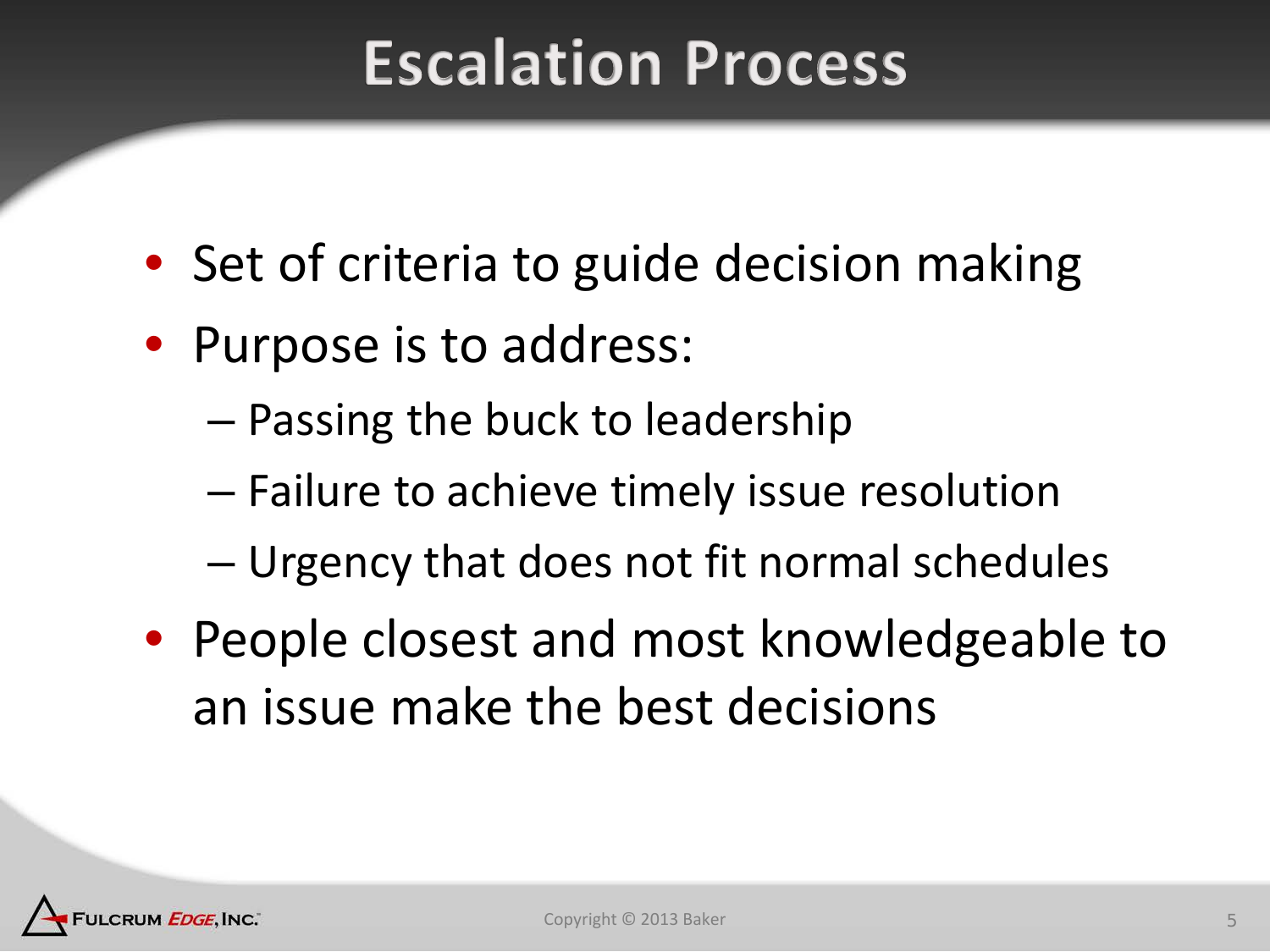# Escalation Process

- Set of criteria to guide decision making
- Purpose is to address:
  - Passing the buck to leadership
  - Failure to achieve timely issue resolution
  - Urgency that does not fit normal schedules
- People closest and most knowledgeable to an issue make the best decisions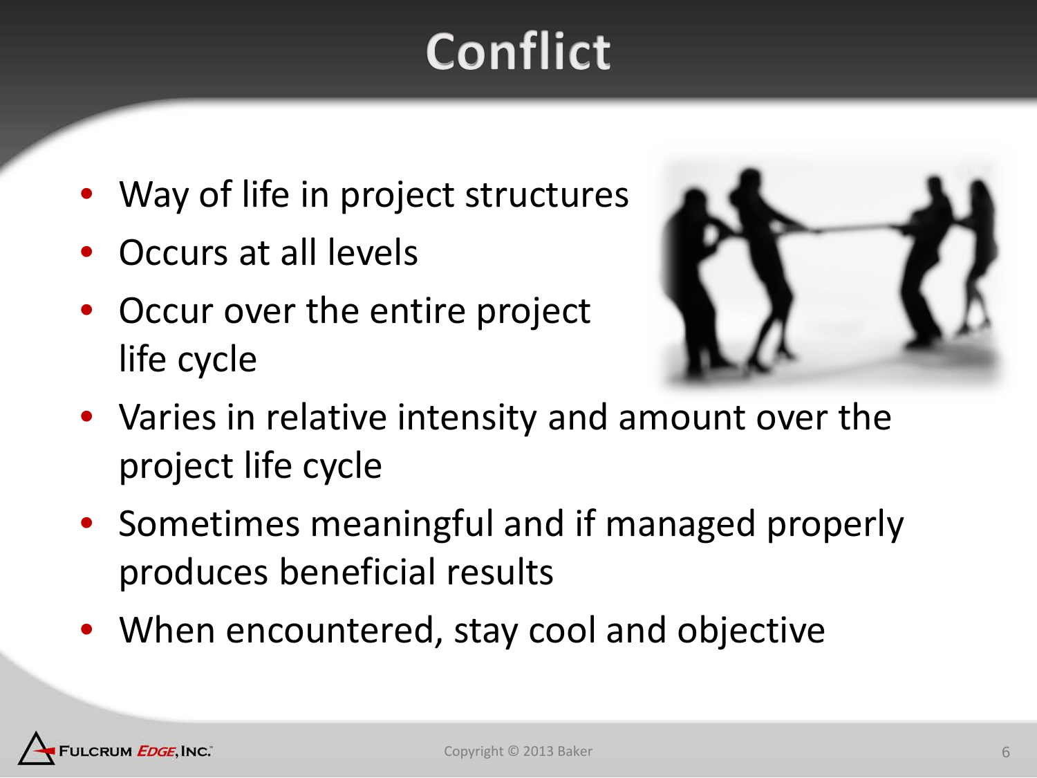# Conflict

- Way of life in project structures
- Occurs at all levels
- Occur over the entire project life cycle
- Varies in relative intensity and amount over the project life cycle
- Sometimes meaningful and if managed properly produces beneficial results
- When encountered, stay cool and objective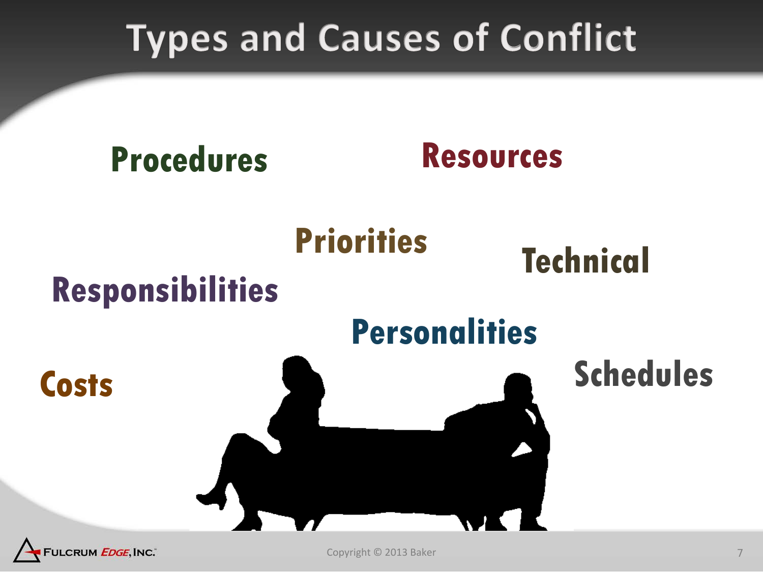# Types and Causes of Conflict

**Procedures**

**Resources**

**Priorities**

**Technical**

**Responsibilities**

**Personalities**

**Costs**

**Schedules**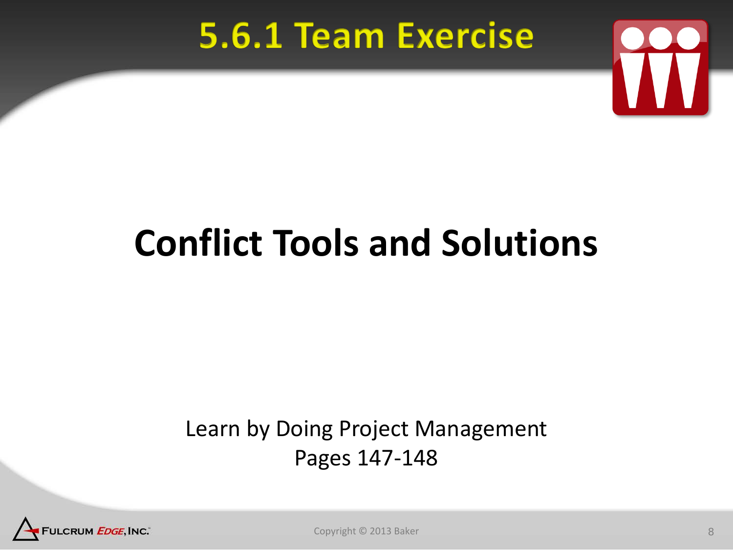# 5.6.1 Team Exercise

## Conflict Tools and Solutions

Learn by Doing Project Management
Pages 147-148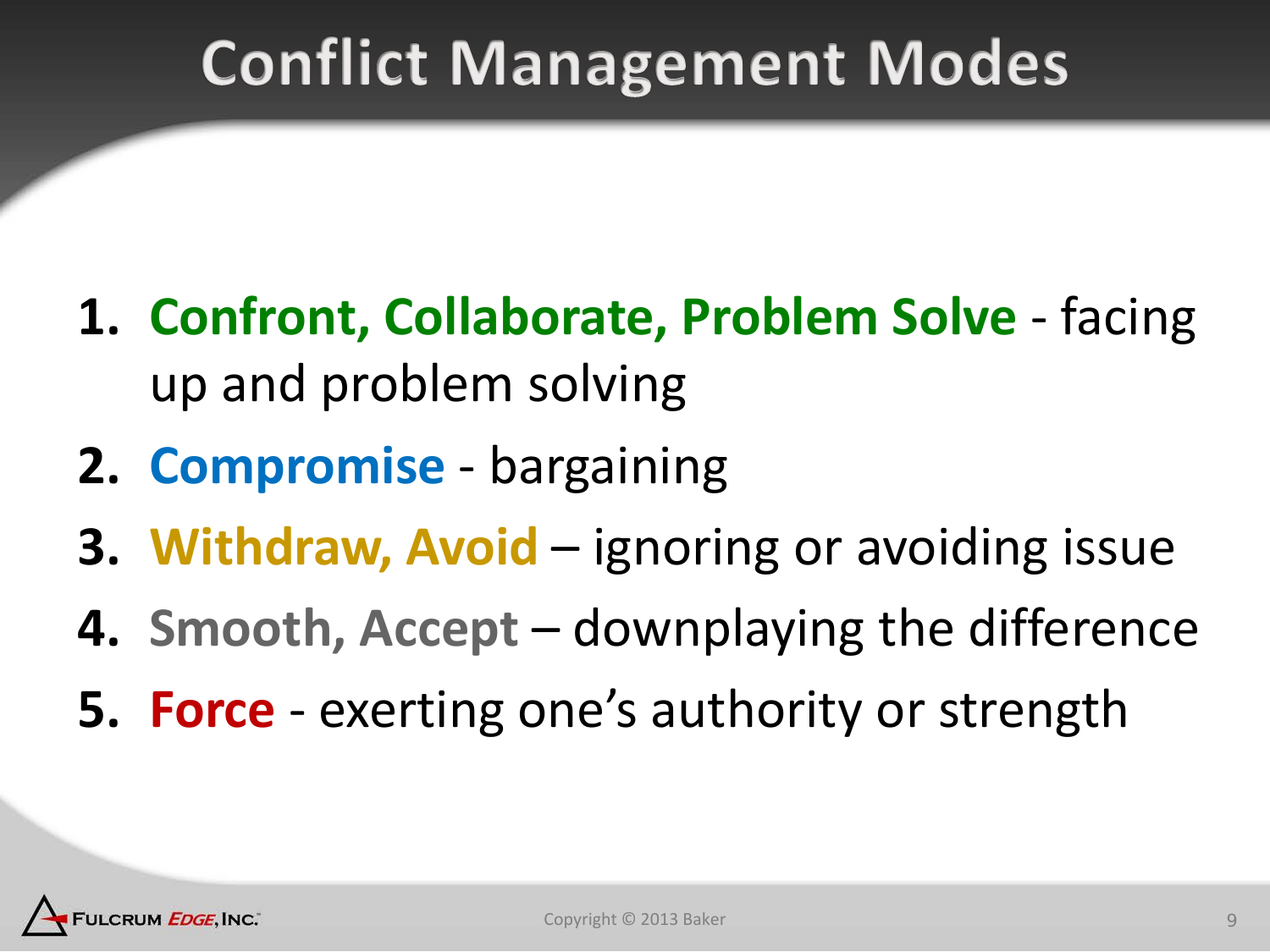# Conflict Management Modes

1. **Confront, Collaborate, Problem Solve** - facing up and problem solving
2. **Compromise** - bargaining
3. **Withdraw, Avoid** – ignoring or avoiding issue
4. **Smooth, Accept** – downplaying the difference
5. **Force** - exerting one's authority or strength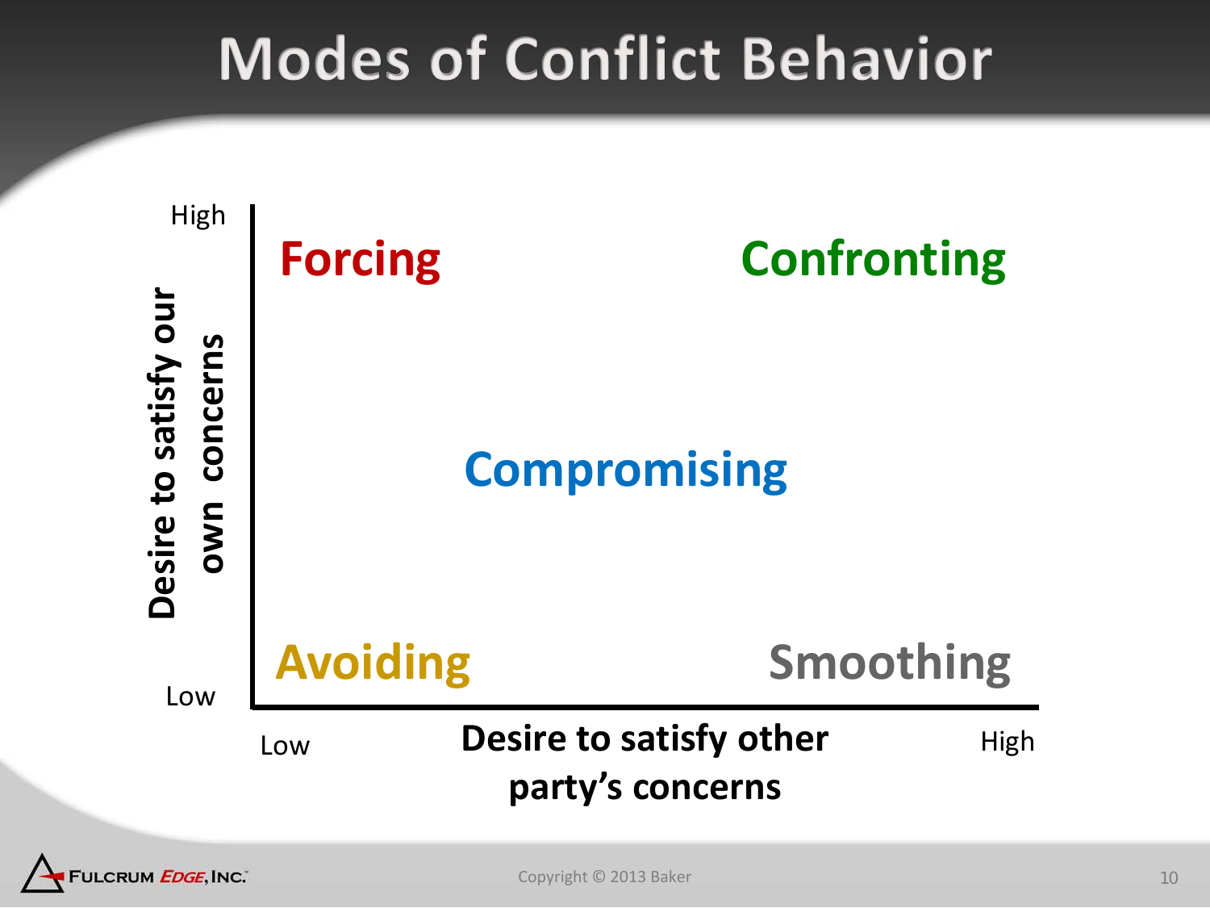# Modes of Conflict Behavior

Desire to satisfy our own concerns (High → Low)

Desire to satisfy other party's concerns (Low → High)

| | Low (other party's concerns) | | High (other party's concerns) |
|---|---|---|---|
| **High** (own concerns) | Forcing | | Confronting |
| | | Compromising | |
| **Low** (own concerns) | Avoiding | | Smoothing |

Copyright © 2013 Baker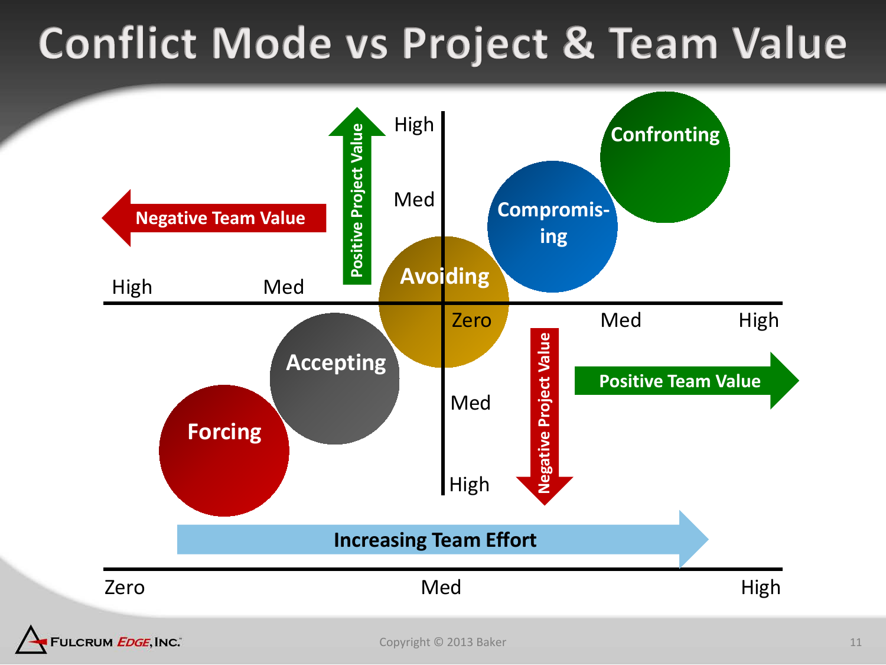# Conflict Mode vs Project & Team Value

Negative Team Value

Positive Project Value

High

Med

Confronting

Compromis-ing

Avoiding

High

Med

Zero

Med

High

Accepting

Forcing

Med

High

Negative Project Value

Positive Team Value

Increasing Team Effort

Zero

Med

High

Copyright © 2013 Baker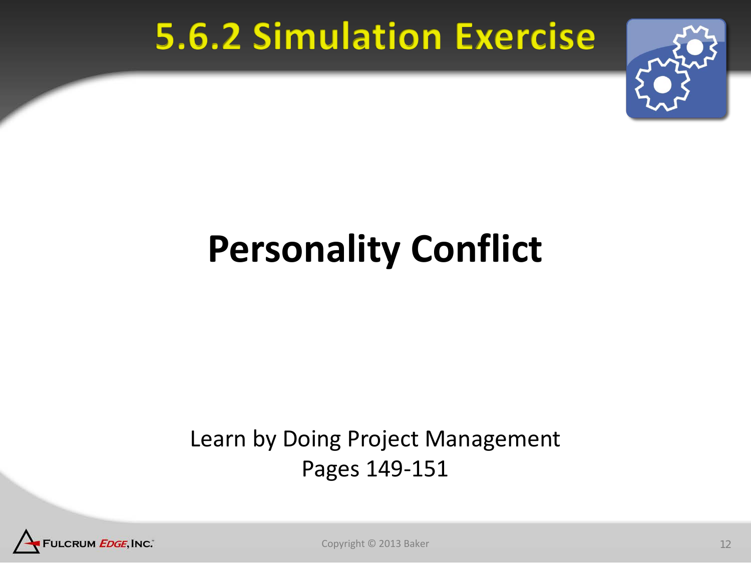# 5.6.2 Simulation Exercise

## Personality Conflict

Learn by Doing Project Management
Pages 149-151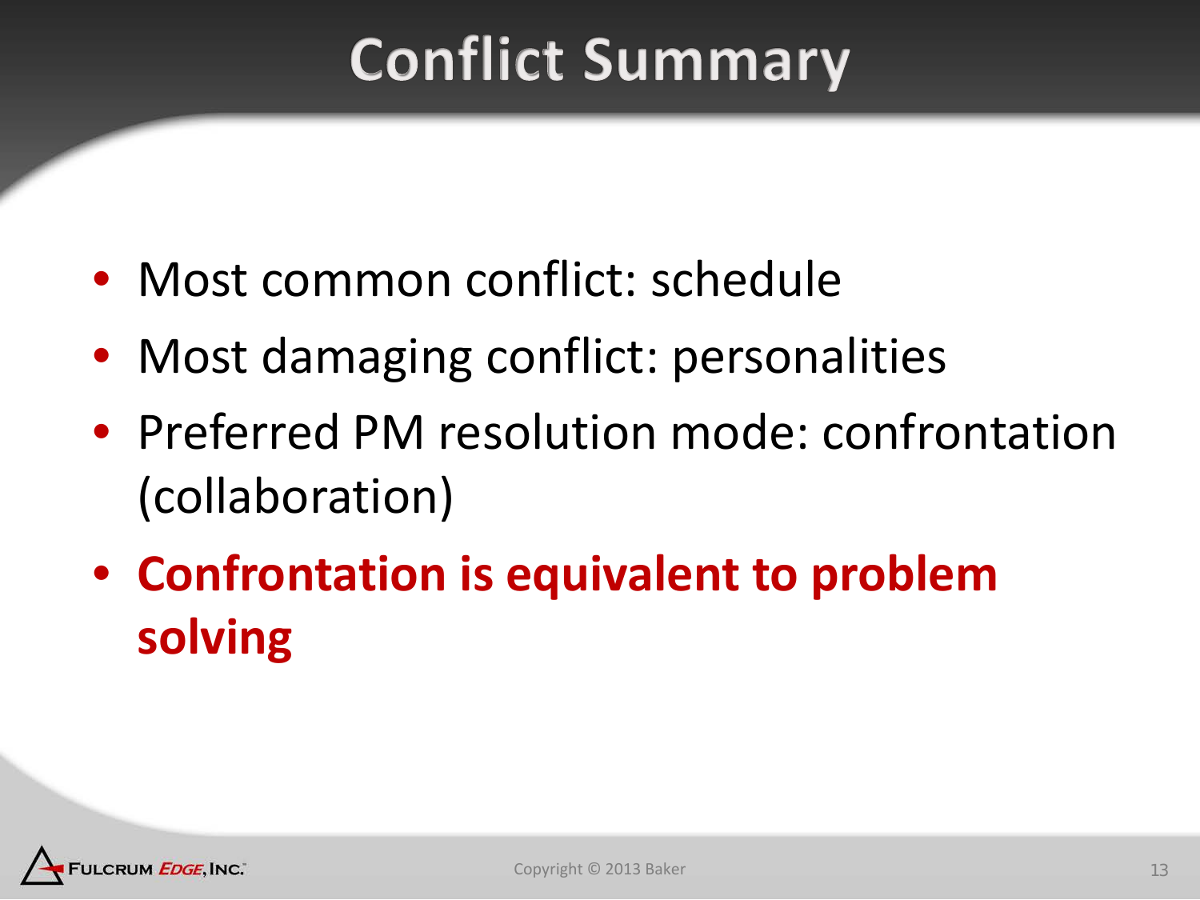# Conflict Summary

- Most common conflict: schedule
- Most damaging conflict: personalities
- Preferred PM resolution mode: confrontation (collaboration)
- **Confrontation is equivalent to problem solving**